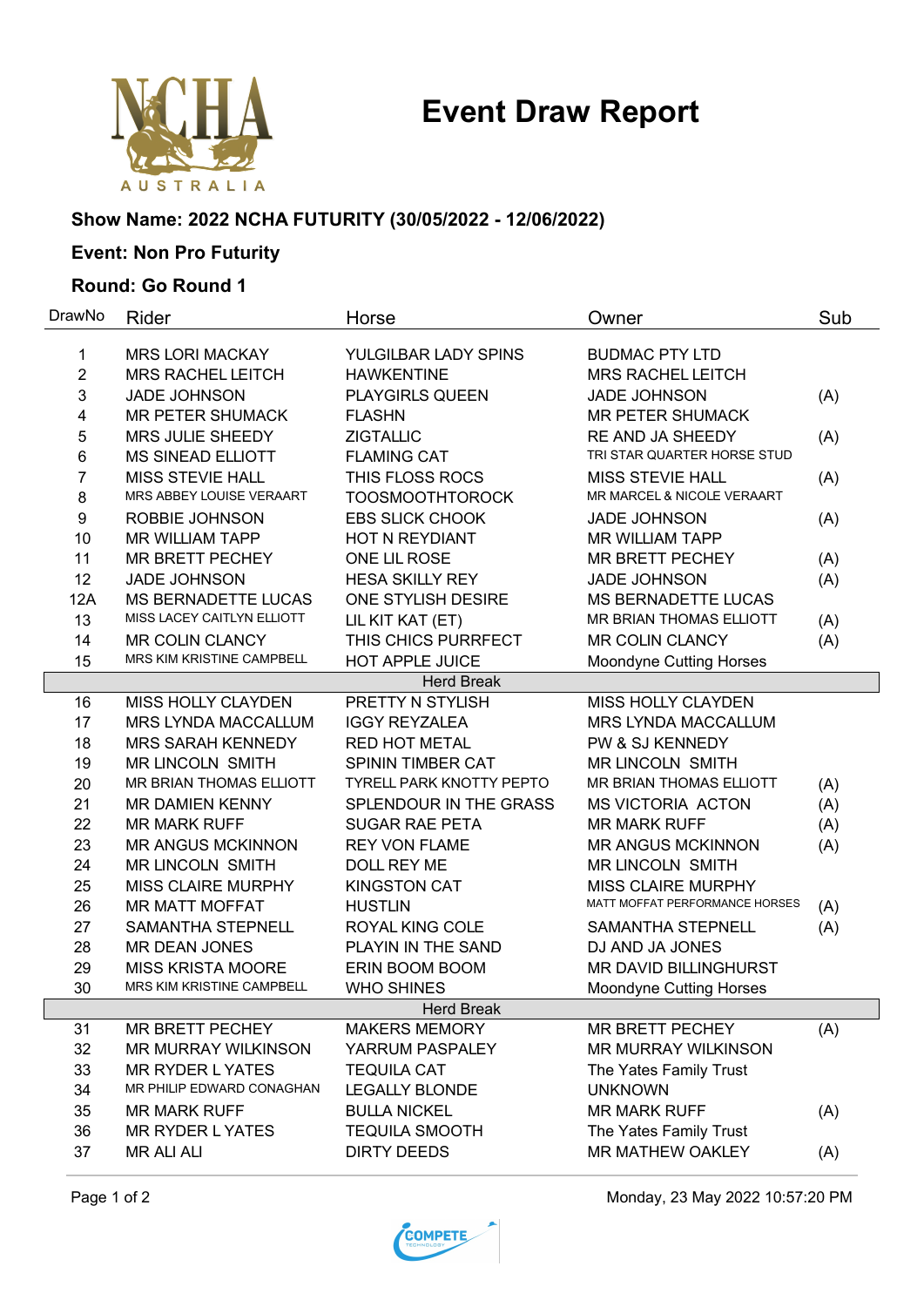# Event Draw Report

**Show Name: 2022 NCHA FUTURITY (30/05/2022 - 12/06/2022)**

**Event: Non Pro Futurity**

**Round: Go Round 1**

| DrawNo | Rider | Horse | Owner | Sub |
|---|---|---|---|---|
| 1 | MRS LORI MACKAY | YULGILBAR LADY SPINS | BUDMAC PTY LTD | |
| 2 | MRS RACHEL LEITCH | HAWKENTINE | MRS RACHEL LEITCH | |
| 3 | JADE JOHNSON | PLAYGIRLS QUEEN | JADE JOHNSON | (A) |
| 4 | MR PETER SHUMACK | FLASHN | MR PETER SHUMACK | |
| 5 | MRS JULIE SHEEDY | ZIGTALLIC | RE AND JA SHEEDY | (A) |
| 6 | MS SINEAD ELLIOTT | FLAMING CAT | TRI STAR QUARTER HORSE STUD | |
| 7 | MISS STEVIE HALL | THIS FLOSS ROCS | MISS STEVIE HALL | (A) |
| 8 | MRS ABBEY LOUISE VERAART | TOOSMOOTHTOROCK | MR MARCEL & NICOLE VERAART | |
| 9 | ROBBIE JOHNSON | EBS SLICK CHOOK | JADE JOHNSON | (A) |
| 10 | MR WILLIAM TAPP | HOT N REYDIANT | MR WILLIAM TAPP | |
| 11 | MR BRETT PECHEY | ONE LIL ROSE | MR BRETT PECHEY | (A) |
| 12 | JADE JOHNSON | HESA SKILLY REY | JADE JOHNSON | (A) |
| 12A | MS BERNADETTE LUCAS | ONE STYLISH DESIRE | MS BERNADETTE LUCAS | |
| 13 | MISS LACEY CAITLYN ELLIOTT | LIL KIT KAT (ET) | MR BRIAN THOMAS ELLIOTT | (A) |
| 14 | MR COLIN CLANCY | THIS CHICS PURRFECT | MR COLIN CLANCY | (A) |
| 15 | MRS KIM KRISTINE CAMPBELL | HOT APPLE JUICE | Moondyne Cutting Horses | |
| | | Herd Break | | |
| 16 | MISS HOLLY CLAYDEN | PRETTY N STYLISH | MISS HOLLY CLAYDEN | |
| 17 | MRS LYNDA MACCALLUM | IGGY REYZALEA | MRS LYNDA MACCALLUM | |
| 18 | MRS SARAH KENNEDY | RED HOT METAL | PW & SJ KENNEDY | |
| 19 | MR LINCOLN SMITH | SPININ TIMBER CAT | MR LINCOLN SMITH | |
| 20 | MR BRIAN THOMAS ELLIOTT | TYRELL PARK KNOTTY PEPTO | MR BRIAN THOMAS ELLIOTT | (A) |
| 21 | MR DAMIEN KENNY | SPLENDOUR IN THE GRASS | MS VICTORIA ACTON | (A) |
| 22 | MR MARK RUFF | SUGAR RAE PETA | MR MARK RUFF | (A) |
| 23 | MR ANGUS MCKINNON | REY VON FLAME | MR ANGUS MCKINNON | (A) |
| 24 | MR LINCOLN SMITH | DOLL REY ME | MR LINCOLN SMITH | |
| 25 | MISS CLAIRE MURPHY | KINGSTON CAT | MISS CLAIRE MURPHY | |
| 26 | MR MATT MOFFAT | HUSTLIN | MATT MOFFAT PERFORMANCE HORSES | (A) |
| 27 | SAMANTHA STEPNELL | ROYAL KING COLE | SAMANTHA STEPNELL | (A) |
| 28 | MR DEAN JONES | PLAYIN IN THE SAND | DJ AND JA JONES | |
| 29 | MISS KRISTA MOORE | ERIN BOOM BOOM | MR DAVID BILLINGHURST | |
| 30 | MRS KIM KRISTINE CAMPBELL | WHO SHINES | Moondyne Cutting Horses | |
| | | Herd Break | | |
| 31 | MR BRETT PECHEY | MAKERS MEMORY | MR BRETT PECHEY | (A) |
| 32 | MR MURRAY WILKINSON | YARRUM PASPALEY | MR MURRAY WILKINSON | |
| 33 | MR RYDER L YATES | TEQUILA CAT | The Yates Family Trust | |
| 34 | MR PHILIP EDWARD CONAGHAN | LEGALLY BLONDE | UNKNOWN | |
| 35 | MR MARK RUFF | BULLA NICKEL | MR MARK RUFF | (A) |
| 36 | MR RYDER L YATES | TEQUILA SMOOTH | The Yates Family Trust | |
| 37 | MR ALI ALI | DIRTY DEEDS | MR MATHEW OAKLEY | (A) |

Monday, 23 May 2022 10:57:20 PM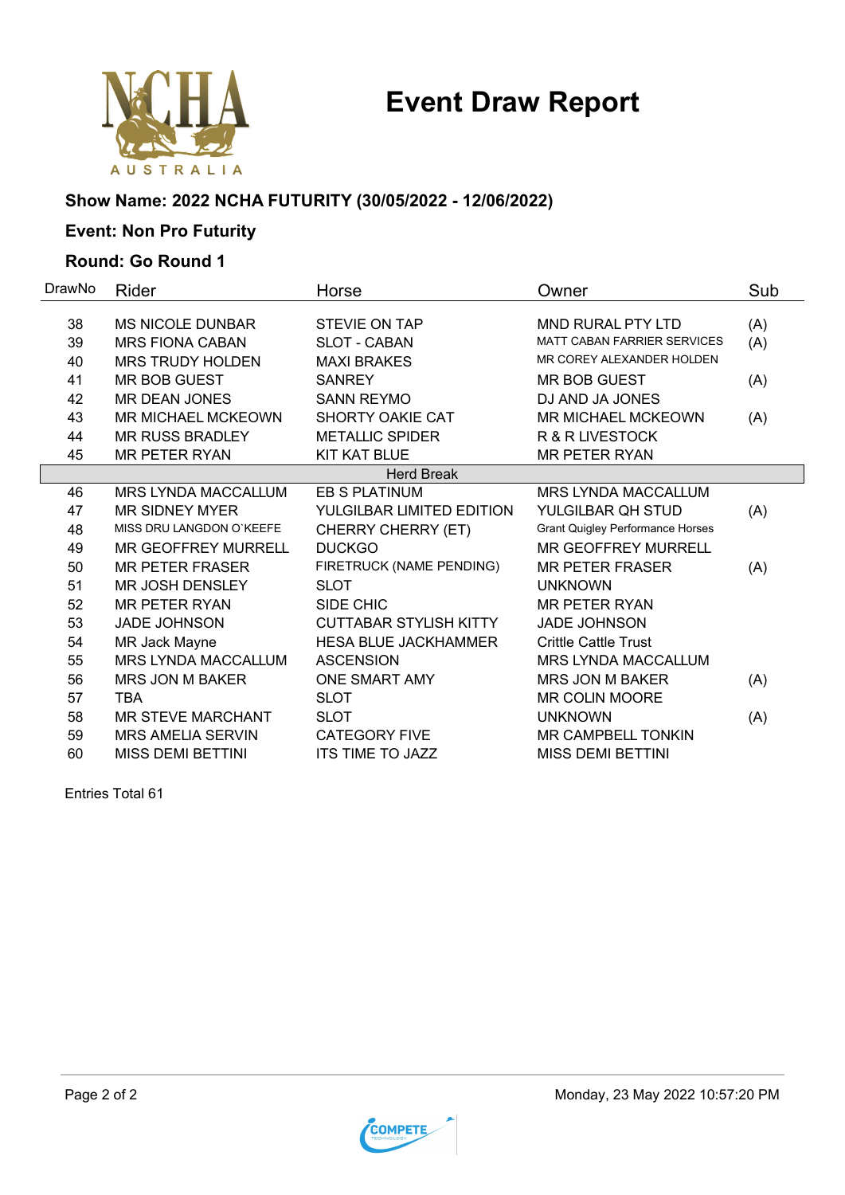# Event Draw Report

### Show Name: 2022 NCHA FUTURITY (30/05/2022 - 12/06/2022)

### Event: Non Pro Futurity

### Round: Go Round 1

| DrawNo | Rider | Horse | Owner | Sub |
|---|---|---|---|---|
| 38 | MS NICOLE DUNBAR | STEVIE ON TAP | MND RURAL PTY LTD | (A) |
| 39 | MRS FIONA CABAN | SLOT - CABAN | MATT CABAN FARRIER SERVICES | (A) |
| 40 | MRS TRUDY HOLDEN | MAXI BRAKES | MR COREY ALEXANDER HOLDEN | |
| 41 | MR BOB GUEST | SANREY | MR BOB GUEST | (A) |
| 42 | MR DEAN JONES | SANN REYMO | DJ AND JA JONES | |
| 43 | MR MICHAEL MCKEOWN | SHORTY OAKIE CAT | MR MICHAEL MCKEOWN | (A) |
| 44 | MR RUSS BRADLEY | METALLIC SPIDER | R & R LIVESTOCK | |
| 45 | MR PETER RYAN | KIT KAT BLUE | MR PETER RYAN | |
| | | Herd Break | | |
| 46 | MRS LYNDA MACCALLUM | EB S PLATINUM | MRS LYNDA MACCALLUM | |
| 47 | MR SIDNEY MYER | YULGILBAR LIMITED EDITION | YULGILBAR QH STUD | (A) |
| 48 | MISS DRU LANGDON O`KEEFE | CHERRY CHERRY (ET) | Grant Quigley Performance Horses | |
| 49 | MR GEOFFREY MURRELL | DUCKGO | MR GEOFFREY MURRELL | |
| 50 | MR PETER FRASER | FIRETRUCK (NAME PENDING) | MR PETER FRASER | (A) |
| 51 | MR JOSH DENSLEY | SLOT | UNKNOWN | |
| 52 | MR PETER RYAN | SIDE CHIC | MR PETER RYAN | |
| 53 | JADE JOHNSON | CUTTABAR STYLISH KITTY | JADE JOHNSON | |
| 54 | MR Jack Mayne | HESA BLUE JACKHAMMER | Crittle Cattle Trust | |
| 55 | MRS LYNDA MACCALLUM | ASCENSION | MRS LYNDA MACCALLUM | |
| 56 | MRS JON M BAKER | ONE SMART AMY | MRS JON M BAKER | (A) |
| 57 | TBA | SLOT | MR COLIN MOORE | |
| 58 | MR STEVE MARCHANT | SLOT | UNKNOWN | (A) |
| 59 | MRS AMELIA SERVIN | CATEGORY FIVE | MR CAMPBELL TONKIN | |
| 60 | MISS DEMI BETTINI | ITS TIME TO JAZZ | MISS DEMI BETTINI | |

Entries Total 61

Monday, 23 May 2022 10:57:20 PM